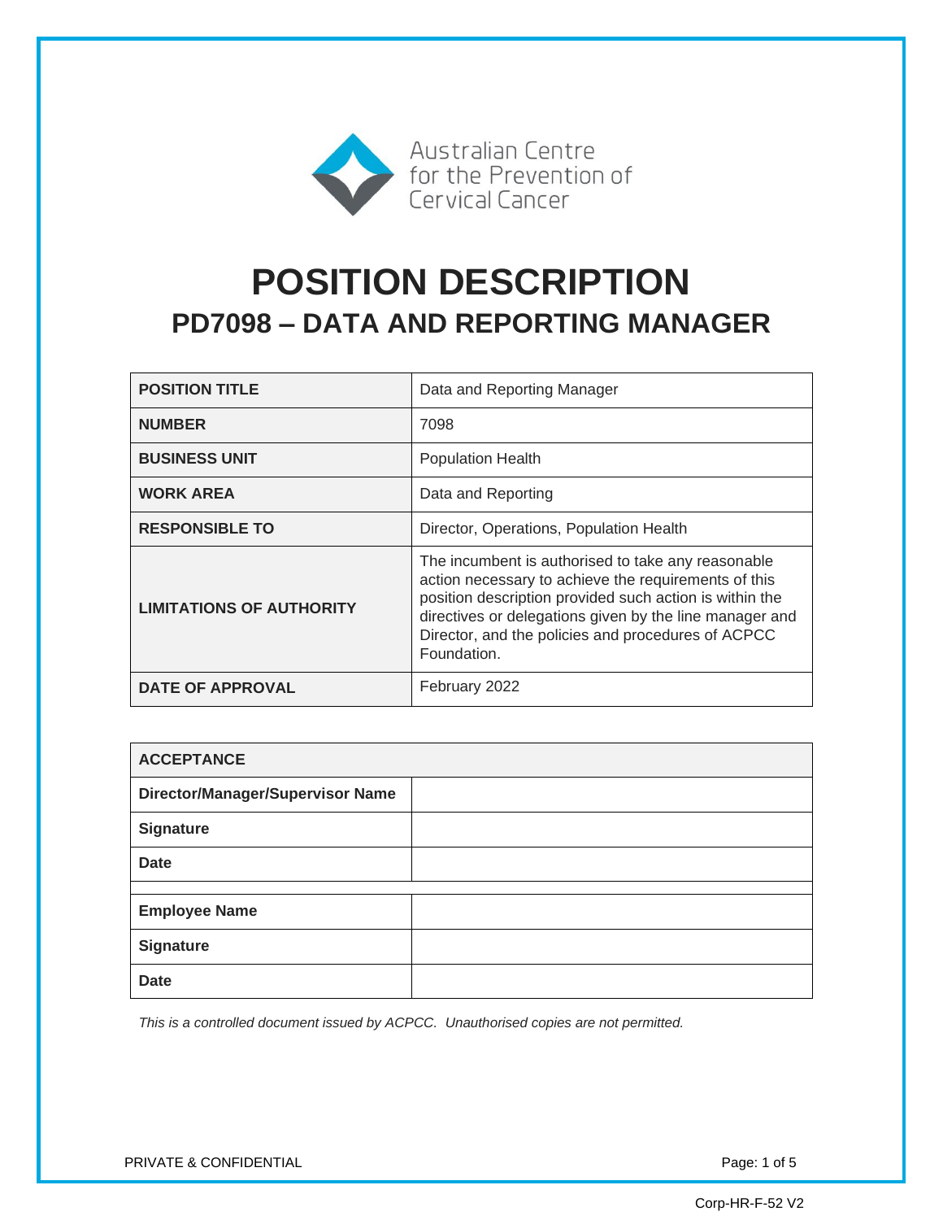Australian Centre for the Prevention of Cervical Cancer

# POSITION DESCRIPTION

## PD7098 – DATA AND REPORTING MANAGER

| | |
|---|---|
| **POSITION TITLE** | Data and Reporting Manager |
| **NUMBER** | 7098 |
| **BUSINESS UNIT** | Population Health |
| **WORK AREA** | Data and Reporting |
| **RESPONSIBLE TO** | Director, Operations, Population Health |
| **LIMITATIONS OF AUTHORITY** | The incumbent is authorised to take any reasonable action necessary to achieve the requirements of this position description provided such action is within the directives or delegations given by the line manager and Director, and the policies and procedures of ACPCC Foundation. |
| **DATE OF APPROVAL** | February 2022 |

| **ACCEPTANCE** | |
|---|---|
| **Director/Manager/Supervisor Name** | |
| **Signature** | |
| **Date** | |
| | |
| **Employee Name** | |
| **Signature** | |
| **Date** | |

*This is a controlled document issued by ACPCC. Unauthorised copies are not permitted.*

PRIVATE & CONFIDENTIAL

Corp-HR-F-52 V2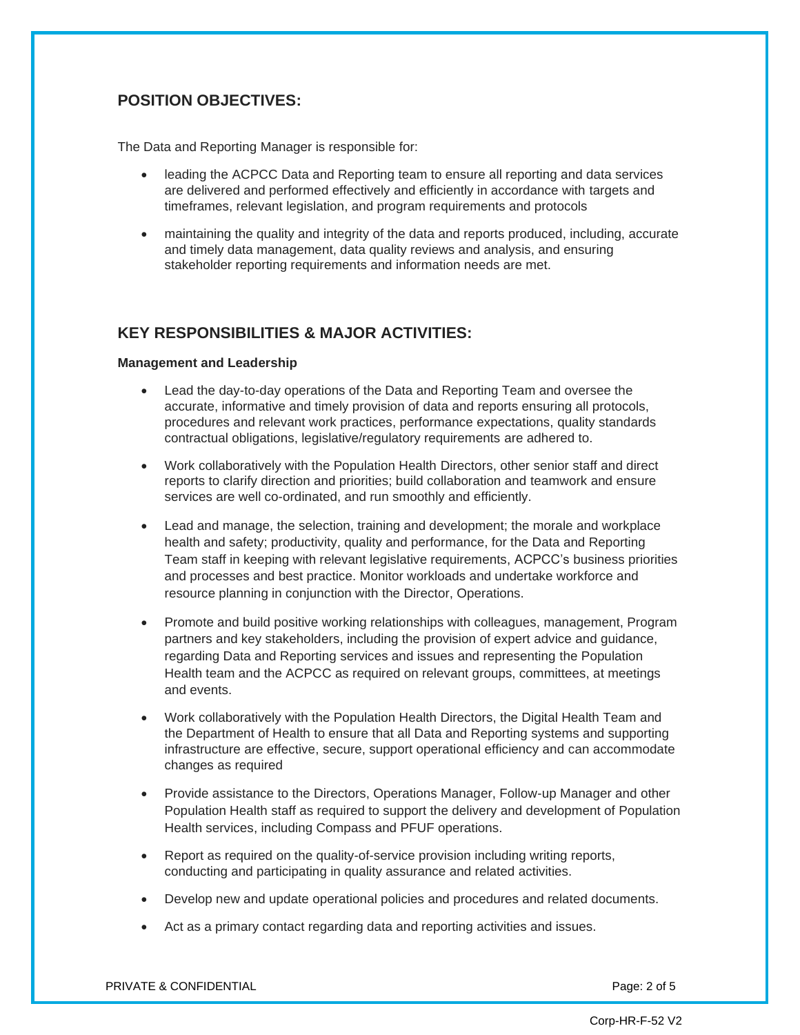## POSITION OBJECTIVES:

The Data and Reporting Manager is responsible for:

- leading the ACPCC Data and Reporting team to ensure all reporting and data services are delivered and performed effectively and efficiently in accordance with targets and timeframes, relevant legislation, and program requirements and protocols
- maintaining the quality and integrity of the data and reports produced, including, accurate and timely data management, data quality reviews and analysis, and ensuring stakeholder reporting requirements and information needs are met.

## KEY RESPONSIBILITIES & MAJOR ACTIVITIES:

**Management and Leadership**

- Lead the day-to-day operations of the Data and Reporting Team and oversee the accurate, informative and timely provision of data and reports ensuring all protocols, procedures and relevant work practices, performance expectations, quality standards contractual obligations, legislative/regulatory requirements are adhered to.
- Work collaboratively with the Population Health Directors, other senior staff and direct reports to clarify direction and priorities; build collaboration and teamwork and ensure services are well co-ordinated, and run smoothly and efficiently.
- Lead and manage, the selection, training and development; the morale and workplace health and safety; productivity, quality and performance, for the Data and Reporting Team staff in keeping with relevant legislative requirements, ACPCC's business priorities and processes and best practice. Monitor workloads and undertake workforce and resource planning in conjunction with the Director, Operations.
- Promote and build positive working relationships with colleagues, management, Program partners and key stakeholders, including the provision of expert advice and guidance, regarding Data and Reporting services and issues and representing the Population Health team and the ACPCC as required on relevant groups, committees, at meetings and events.
- Work collaboratively with the Population Health Directors, the Digital Health Team and the Department of Health to ensure that all Data and Reporting systems and supporting infrastructure are effective, secure, support operational efficiency and can accommodate changes as required
- Provide assistance to the Directors, Operations Manager, Follow-up Manager and other Population Health staff as required to support the delivery and development of Population Health services, including Compass and PFUF operations.
- Report as required on the quality-of-service provision including writing reports, conducting and participating in quality assurance and related activities.
- Develop new and update operational policies and procedures and related documents.
- Act as a primary contact regarding data and reporting activities and issues.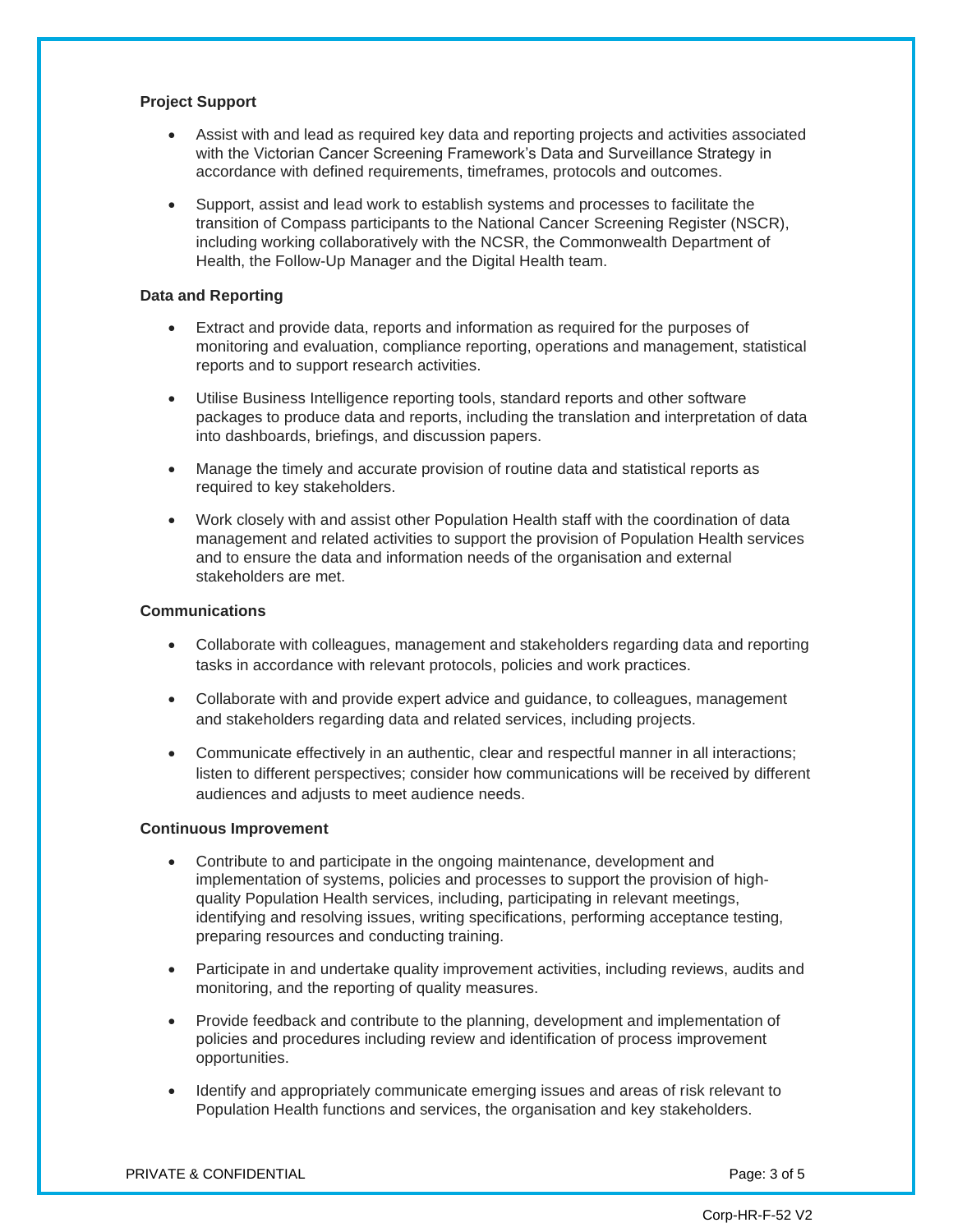**Project Support**

- Assist with and lead as required key data and reporting projects and activities associated with the Victorian Cancer Screening Framework's Data and Surveillance Strategy in accordance with defined requirements, timeframes, protocols and outcomes.
- Support, assist and lead work to establish systems and processes to facilitate the transition of Compass participants to the National Cancer Screening Register (NSCR), including working collaboratively with the NCSR, the Commonwealth Department of Health, the Follow-Up Manager and the Digital Health team.

**Data and Reporting**

- Extract and provide data, reports and information as required for the purposes of monitoring and evaluation, compliance reporting, operations and management, statistical reports and to support research activities.
- Utilise Business Intelligence reporting tools, standard reports and other software packages to produce data and reports, including the translation and interpretation of data into dashboards, briefings, and discussion papers.
- Manage the timely and accurate provision of routine data and statistical reports as required to key stakeholders.
- Work closely with and assist other Population Health staff with the coordination of data management and related activities to support the provision of Population Health services and to ensure the data and information needs of the organisation and external stakeholders are met.

**Communications**

- Collaborate with colleagues, management and stakeholders regarding data and reporting tasks in accordance with relevant protocols, policies and work practices.
- Collaborate with and provide expert advice and guidance, to colleagues, management and stakeholders regarding data and related services, including projects.
- Communicate effectively in an authentic, clear and respectful manner in all interactions; listen to different perspectives; consider how communications will be received by different audiences and adjusts to meet audience needs.

**Continuous Improvement**

- Contribute to and participate in the ongoing maintenance, development and implementation of systems, policies and processes to support the provision of high-quality Population Health services, including, participating in relevant meetings, identifying and resolving issues, writing specifications, performing acceptance testing, preparing resources and conducting training.
- Participate in and undertake quality improvement activities, including reviews, audits and monitoring, and the reporting of quality measures.
- Provide feedback and contribute to the planning, development and implementation of policies and procedures including review and identification of process improvement opportunities.
- Identify and appropriately communicate emerging issues and areas of risk relevant to Population Health functions and services, the organisation and key stakeholders.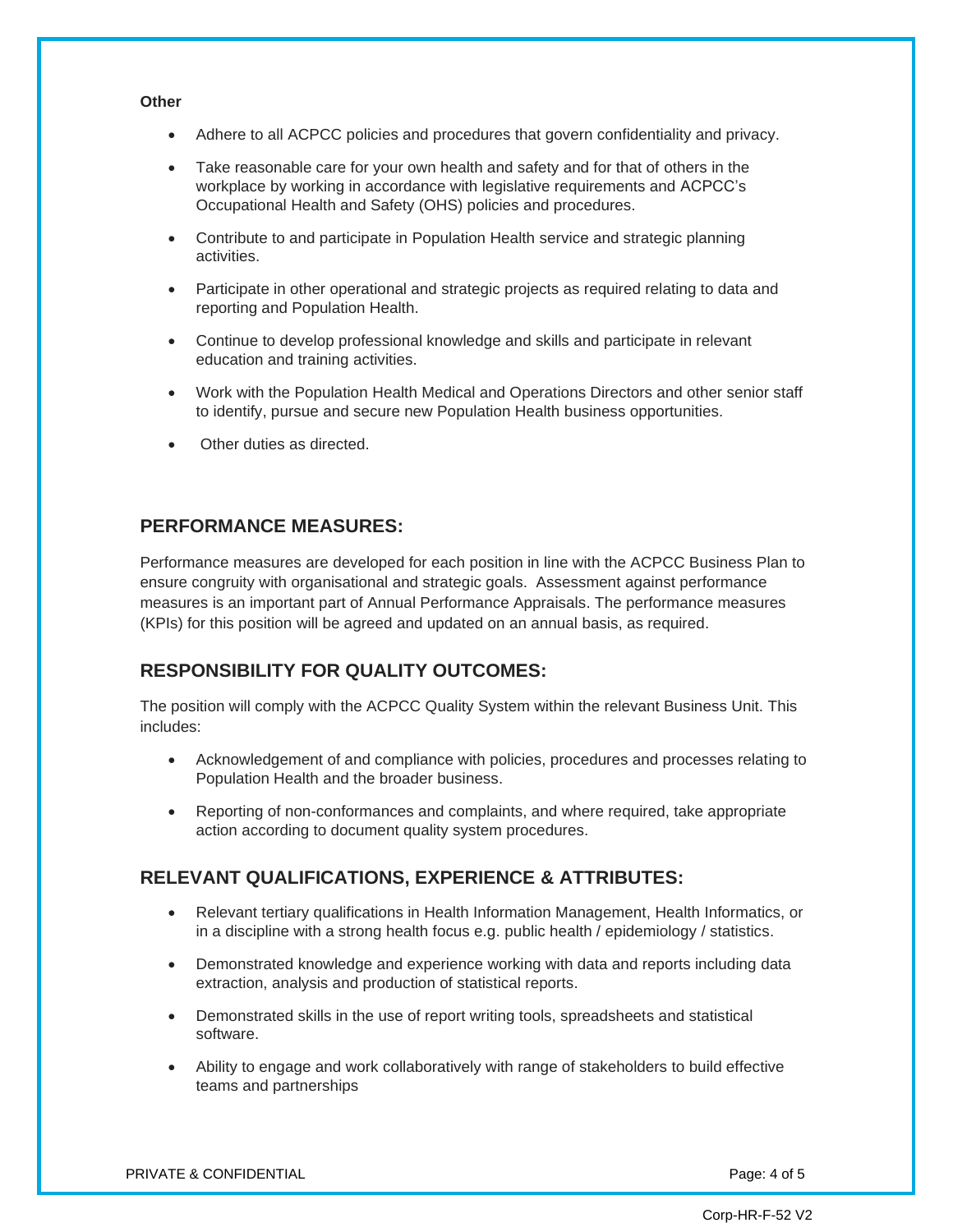**Other**

- Adhere to all ACPCC policies and procedures that govern confidentiality and privacy.
- Take reasonable care for your own health and safety and for that of others in the workplace by working in accordance with legislative requirements and ACPCC's Occupational Health and Safety (OHS) policies and procedures.
- Contribute to and participate in Population Health service and strategic planning activities.
- Participate in other operational and strategic projects as required relating to data and reporting and Population Health.
- Continue to develop professional knowledge and skills and participate in relevant education and training activities.
- Work with the Population Health Medical and Operations Directors and other senior staff to identify, pursue and secure new Population Health business opportunities.
- Other duties as directed.

## PERFORMANCE MEASURES:

Performance measures are developed for each position in line with the ACPCC Business Plan to ensure congruity with organisational and strategic goals. Assessment against performance measures is an important part of Annual Performance Appraisals. The performance measures (KPIs) for this position will be agreed and updated on an annual basis, as required.

## RESPONSIBILITY FOR QUALITY OUTCOMES:

The position will comply with the ACPCC Quality System within the relevant Business Unit. This includes:

- Acknowledgement of and compliance with policies, procedures and processes relating to Population Health and the broader business.
- Reporting of non-conformances and complaints, and where required, take appropriate action according to document quality system procedures.

## RELEVANT QUALIFICATIONS, EXPERIENCE & ATTRIBUTES:

- Relevant tertiary qualifications in Health Information Management, Health Informatics, or in a discipline with a strong health focus e.g. public health / epidemiology / statistics.
- Demonstrated knowledge and experience working with data and reports including data extraction, analysis and production of statistical reports.
- Demonstrated skills in the use of report writing tools, spreadsheets and statistical software.
- Ability to engage and work collaboratively with range of stakeholders to build effective teams and partnerships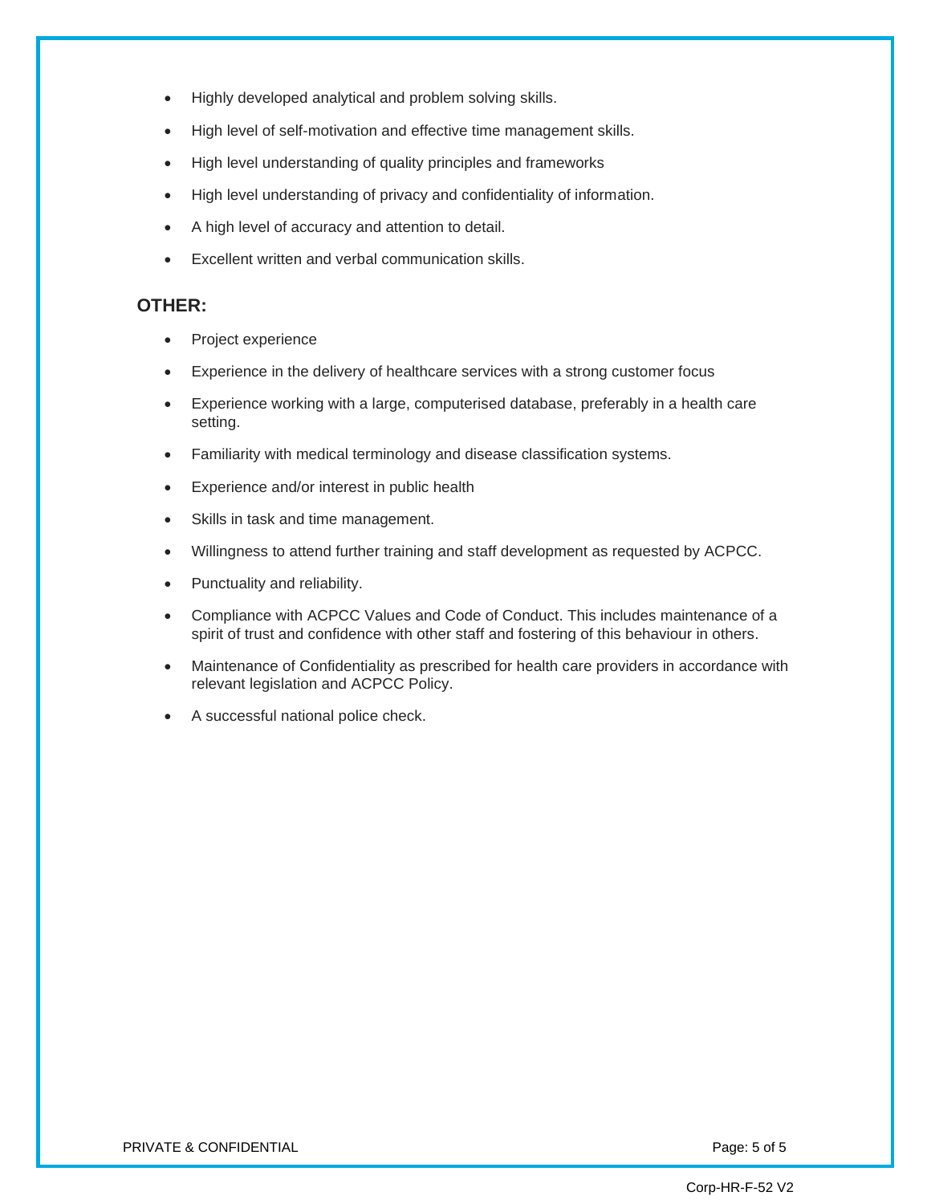- Highly developed analytical and problem solving skills.
- High level of self-motivation and effective time management skills.
- High level understanding of quality principles and frameworks
- High level understanding of privacy and confidentiality of information.
- A high level of accuracy and attention to detail.
- Excellent written and verbal communication skills.

## OTHER:

- Project experience
- Experience in the delivery of healthcare services with a strong customer focus
- Experience working with a large, computerised database, preferably in a health care setting.
- Familiarity with medical terminology and disease classification systems.
- Experience and/or interest in public health
- Skills in task and time management.
- Willingness to attend further training and staff development as requested by ACPCC.
- Punctuality and reliability.
- Compliance with ACPCC Values and Code of Conduct. This includes maintenance of a spirit of trust and confidence with other staff and fostering of this behaviour in others.
- Maintenance of Confidentiality as prescribed for health care providers in accordance with relevant legislation and ACPCC Policy.
- A successful national police check.